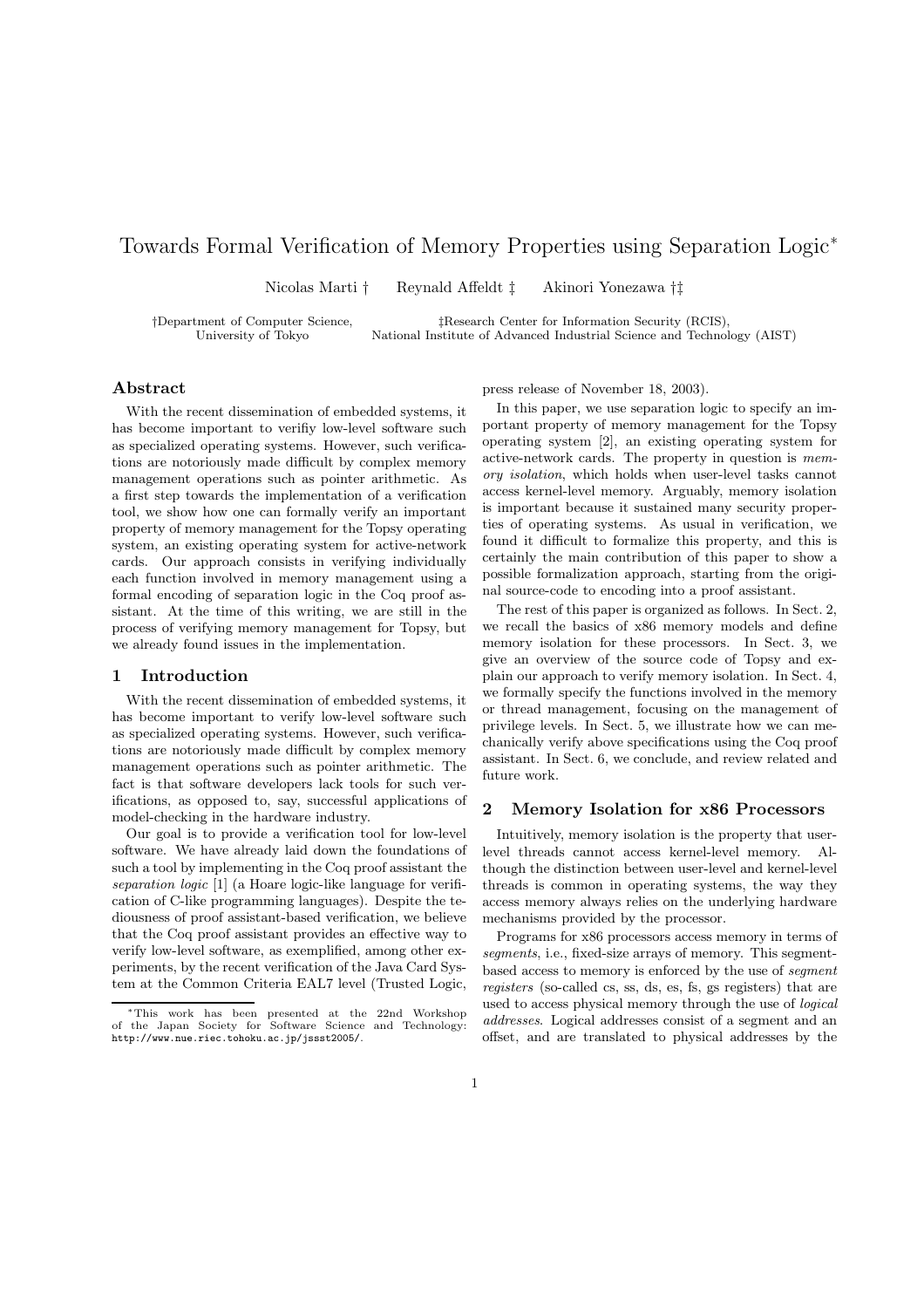# Towards Formal Verification of Memory Properties using Separation Logic*

Nicolas Marti † Reynald Affeldt ‡ Akinori Yonezawa †‡

†Department of Computer Science, University of Tokyo

‡Research Center for Information Security (RCIS), National Institute of Advanced Industrial Science and Technology (AIST)

## Abstract

With the recent dissemination of embedded systems, it has become important to verifiy low-level software such as specialized operating systems. However, such verifications are notoriously made difficult by complex memory management operations such as pointer arithmetic. As a first step towards the implementation of a verification tool, we show how one can formally verify an important property of memory management for the Topsy operating system, an existing operating system for active-network cards. Our approach consists in verifying individually each function involved in memory management using a formal encoding of separation logic in the Coq proof assistant. At the time of this writing, we are still in the process of verifying memory management for Topsy, but we already found issues in the implementation.

## 1 Introduction

With the recent dissemination of embedded systems, it has become important to verify low-level software such as specialized operating systems. However, such verifications are notoriously made difficult by complex memory management operations such as pointer arithmetic. The fact is that software developers lack tools for such verifications, as opposed to, say, successful applications of model-checking in the hardware industry.

Our goal is to provide a verification tool for low-level software. We have already laid down the foundations of such a tool by implementing in the Coq proof assistant the *separation logic* [1] (a Hoare logic-like language for verification of C-like programming languages). Despite the tediousness of proof assistant-based verification, we believe that the Coq proof assistant provides an effective way to verify low-level software, as exemplified, among other experiments, by the recent verification of the Java Card System at the Common Criteria EAL7 level (Trusted Logic, press release of November 18, 2003).

In this paper, we use separation logic to specify an important property of memory management for the Topsy operating system [2], an existing operating system for active-network cards. The property in question is *memory isolation*, which holds when user-level tasks cannot access kernel-level memory. Arguably, memory isolation is important because it sustained many security properties of operating systems. As usual in verification, we found it difficult to formalize this property, and this is certainly the main contribution of this paper to show a possible formalization approach, starting from the original source-code to encoding into a proof assistant.

The rest of this paper is organized as follows. In Sect. 2, we recall the basics of x86 memory models and define memory isolation for these processors. In Sect. 3, we give an overview of the source code of Topsy and explain our approach to verify memory isolation. In Sect. 4, we formally specify the functions involved in the memory or thread management, focusing on the management of privilege levels. In Sect. 5, we illustrate how we can mechanically verify above specifications using the Coq proof assistant. In Sect. 6, we conclude, and review related and future work.

## 2 Memory Isolation for x86 Processors

Intuitively, memory isolation is the property that user-level threads cannot access kernel-level memory. Although the distinction between user-level and kernel-level threads is common in operating systems, the way they access memory always relies on the underlying hardware mechanisms provided by the processor.

Programs for x86 processors access memory in terms of *segments*, i.e., fixed-size arrays of memory. This segment-based access to memory is enforced by the use of *segment registers* (so-called cs, ss, ds, es, fs, gs registers) that are used to access physical memory through the use of *logical addresses*. Logical addresses consist of a segment and an offset, and are translated to physical addresses by the

---

*This work has been presented at the 22nd Workshop of the Japan Society for Software Science and Technology: http://www.nue.riec.tohoku.ac.jp/jssst2005/.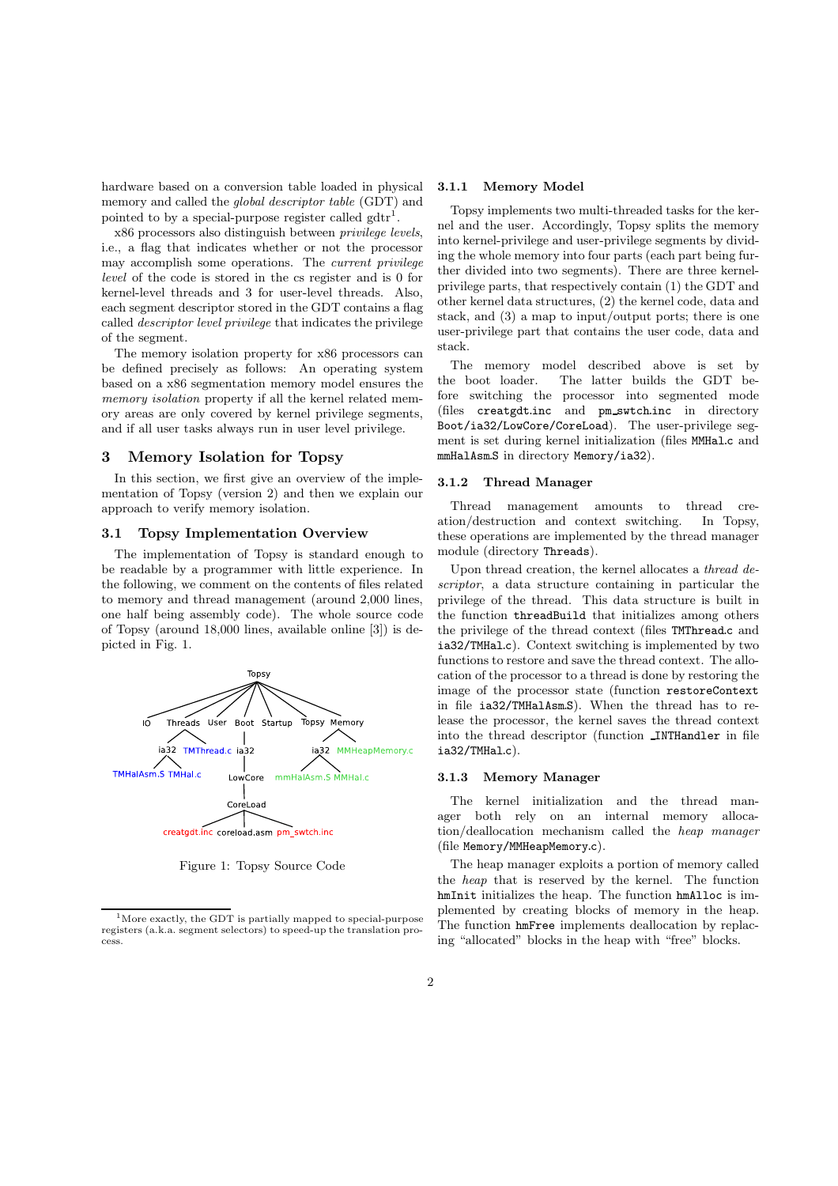hardware based on a conversion table loaded in physical memory and called the *global descriptor table* (GDT) and pointed to by a special-purpose register called gdtr[1].

x86 processors also distinguish between *privilege levels*, i.e., a flag that indicates whether or not the processor may accomplish some operations. The *current privilege level* of the code is stored in the cs register and is 0 for kernel-level threads and 3 for user-level threads. Also, each segment descriptor stored in the GDT contains a flag called *descriptor level privilege* that indicates the privilege of the segment.

The memory isolation property for x86 processors can be defined precisely as follows: An operating system based on a x86 segmentation memory model ensures the *memory isolation* property if all the kernel related memory areas are only covered by kernel privilege segments, and if all user tasks always run in user level privilege.

# 3 Memory Isolation for Topsy

In this section, we first give an overview of the implementation of Topsy (version 2) and then we explain our approach to verify memory isolation.

## 3.1 Topsy Implementation Overview

The implementation of Topsy is standard enough to be readable by a programmer with little experience. In the following, we comment on the contents of files related to memory and thread management (around 2,000 lines, one half being assembly code). The whole source code of Topsy (around 18,000 lines, available online [3]) is depicted in Fig. 1.

```
Topsy
├── IO
├── Threads
│   ├── ia32
│   │   ├── TMHalAsm.S
│   │   └── TMHal.c
│   └── TMThread.c
├── User
├── Boot
│   └── ia32
│       └── LowCore
│           └── CoreLoad
│               ├── creatgdt.inc
│               ├── coreload.asm
│               └── pm_swtch.inc
├── Startup
├── Topsy
└── Memory
    ├── ia32
    │   ├── mmHalAsm.S
    │   └── MMHal.c
    └── MMHeapMemory.c
```

Figure 1: Topsy Source Code

### 3.1.1 Memory Model

Topsy implements two multi-threaded tasks for the kernel and the user. Accordingly, Topsy splits the memory into kernel-privilege and user-privilege segments by dividing the whole memory into four parts (each part being further divided into two segments). There are three kernel-privilege parts, that respectively contain (1) the GDT and other kernel data structures, (2) the kernel code, data and stack, and (3) a map to input/output ports; there is one user-privilege part that contains the user code, data and stack.

The memory model described above is set by the boot loader. The latter builds the GDT before switching the processor into segmented mode (files `creatgdt.inc` and `pm_swtch.inc` in directory `Boot/ia32/LowCore/CoreLoad`). The user-privilege segment is set during kernel initialization (files `MMHal.c` and `mmHalAsm.S` in directory `Memory/ia32`).

### 3.1.2 Thread Manager

Thread management amounts to thread creation/destruction and context switching. In Topsy, these operations are implemented by the thread manager module (directory `Threads`).

Upon thread creation, the kernel allocates a *thread descriptor*, a data structure containing in particular the privilege of the thread. This data structure is built in the function `threadBuild` that initializes among others the privilege of the thread context (files `TMThread.c` and `ia32/TMHal.c`). Context switching is implemented by two functions to restore and save the thread context. The allocation of the processor to a thread is done by restoring the image of the processor state (function `restoreContext` in file `ia32/TMHalAsm.S`). When the thread has to release the processor, the kernel saves the thread context into the thread descriptor (function `_INTHandler` in file `ia32/TMHal.c`).

### 3.1.3 Memory Manager

The kernel initialization and the thread manager both rely on an internal memory allocation/deallocation mechanism called the *heap manager* (file `Memory/MMHeapMemory.c`).

The heap manager exploits a portion of memory called the *heap* that is reserved by the kernel. The function `hmInit` initializes the heap. The function `hmAlloc` is implemented by creating blocks of memory in the heap. The function `hmFree` implements deallocation by replacing "allocated" blocks in the heap with "free" blocks.

[1] More exactly, the GDT is partially mapped to special-purpose registers (a.k.a. segment selectors) to speed-up the translation process.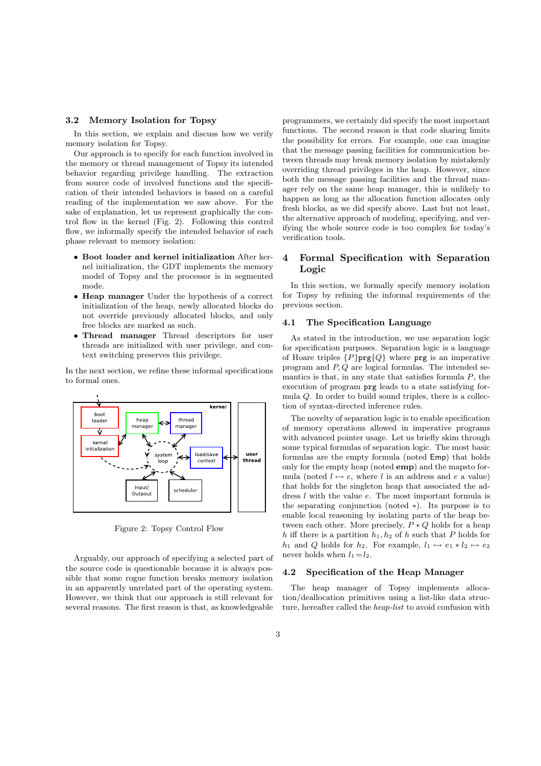### 3.2 Memory Isolation for Topsy

In this section, we explain and discuss how we verify memory isolation for Topsy.

Our approach is to specify for each function involved in the memory or thread management of Topsy its intended behavior regarding privilege handling. The extraction from source code of involved functions and the specification of their intended behaviors is based on a careful reading of the implementation we saw above. For the sake of explanation, let us represent graphically the control flow in the kernel (Fig. 2). Following this control flow, we informally specify the intended behavior of each phase relevant to memory isolation:

- **Boot loader and kernel initialization** After kernel initialization, the GDT implements the memory model of Topsy and the processor is in segmented mode.
- **Heap manager** Under the hypothesis of a correct initialization of the heap, newly allocated blocks do not override previously allocated blocks, and only free blocks are marked as such.
- **Thread manager** Thread descriptors for user threads are initialized with user privilege, and context switching preserves this privilege.

In the next section, we refine these informal specifications to formal ones.

Figure 2: Topsy Control Flow

Arguably, our approach of specifying a selected part of the source code is questionable because it is always possible that some rogue function breaks memory isolation in an apparently unrelated part of the operating system. However, we think that our approach is still relevant for several reasons. The first reason is that, as knowledgeable programmers, we certainly did specify the most important functions. The second reason is that code sharing limits the possibility for errors. For example, one can imagine that the message passing facilities for communication between threads may break memory isolation by mistakenly overriding thread privileges in the heap. However, since both the message passing facilities and the thread manager rely on the same heap manager, this is unlikely to happen as long as the allocation function allocates only fresh blocks, as we did specify above. Last but not least, the alternative approach of modeling, specifying, and verifying the whole source code is too complex for today's verification tools.

## 4 Formal Specification with Separation Logic

In this section, we formally specify memory isolation for Topsy by refining the informal requirements of the previous section.

### 4.1 The Specification Language

As stated in the introduction, we use separation logic for specification purposes. Separation logic is a language of Hoare triples $\{P\}\texttt{prg}\{Q\}$ where `prg` is an imperative program and $P, Q$ are logical formulas. The intended semantics is that, in any state that satisfies formula $P$, the execution of program `prg` leads to a state satisfying formula $Q$. In order to build sound triples, there is a collection of syntax-directed inference rules.

The novelty of separation logic is to enable specification of memory operations allowed in imperative programs with advanced pointer usage. Let us briefly skim through some typical formulas of separation logic. The most basic formulas are the empty formula (noted $\mathsf{Emp}$) that holds only for the empty heap (noted **emp**) and the mapsto formula (noted $l \mapsto e$, where $l$ is an address and $e$ a value) that holds for the singleton heap that associated the address $l$ with the value $e$. The most important formula is the separating conjunction (noted $*$). Its purpose is to enable local reasoning by isolating parts of the heap between each other. More precisely, $P * Q$ holds for a heap $h$ iff there is a partition $h_1, h_2$ of $h$ such that $P$ holds for $h_1$ and $Q$ holds for $h_2$. For example, $l_1 \mapsto e_1 * l_2 \mapsto e_2$ never holds when $l_1 = l_2$.

### 4.2 Specification of the Heap Manager

The heap manager of Topsy implements allocation/deallocation primitives using a list-like data structure, hereafter called the *heap-list* to avoid confusion with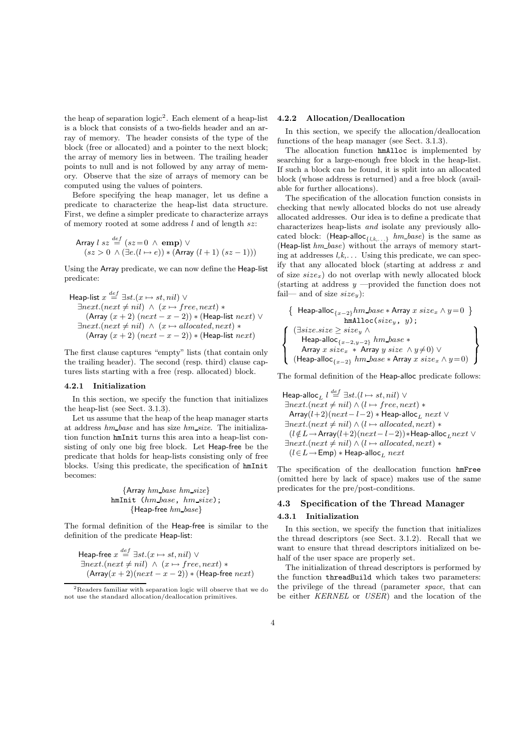the heap of separation logic[2]. Each element of a heap-list is a block that consists of a two-fields header and an array of memory. The header consists of the type of the block (free or allocated) and a pointer to the next block; the array of memory lies in between. The trailing header points to null and is not followed by any array of memory. Observe that the size of arrays of memory can be computed using the values of pointers.

Before specifying the heap manager, let us define a predicate to characterize the heap-list data structure. First, we define a simpler predicate to characterize arrays of memory rooted at some address $l$ and of length $sz$:

$$\begin{array}{l}\mathsf{Array}\ l\ sz \stackrel{def}{=} (sz = 0\ \wedge\ \mathbf{emp}) \vee \\ \quad (sz > 0\ \wedge (\exists e.(l \mapsto e)) * (\mathsf{Array}\ (l+1)\ (sz-1)))\end{array}$$

Using the Array predicate, we can now define the Heap-list predicate:

$$\begin{array}{l}\mathsf{Heap\text{-}list}\ x \stackrel{def}{=} \exists st.(x \mapsto st, nil) \vee \\ \quad \exists next.(next \neq nil)\ \wedge\ (x \mapsto free, next) * \\ \quad\quad (\mathsf{Array}\ (x+2)\ (next - x - 2)) * (\mathsf{Heap\text{-}list}\ next) \vee \\ \quad \exists next.(next \neq nil)\ \wedge\ (x \mapsto allocated, next) * \\ \quad\quad (\mathsf{Array}\ (x+2)\ (next - x - 2)) * (\mathsf{Heap\text{-}list}\ next)\end{array}$$

The first clause captures "empty" lists (that contain only the trailing header). The second (resp. third) clause captures lists starting with a free (resp. allocated) block.

### 4.2.1 Initialization

In this section, we specify the function that initializes the heap-list (see Sect. 3.1.3).

Let us assume that the heap of the heap manager starts at address $hm\_base$ and has size $hm\_size$. The initialization function `hmInit` turns this area into a heap-list consisting of only one big free block. Let Heap-free be the predicate that holds for heap-lists consisting only of free blocks. Using this predicate, the specification of `hmInit` becomes:

$$\begin{array}{c}\{\mathsf{Array}\ hm\_base\ hm\_size\} \\ \texttt{hmInit}\ (hm\_base,\ hm\_size); \\ \{\mathsf{Heap\text{-}free}\ hm\_base\}\end{array}$$

The formal definition of the Heap-free is similar to the definition of the predicate Heap-list:

$$\begin{array}{l}\mathsf{Heap\text{-}free}\ x \stackrel{def}{=} \exists st.(x \mapsto st, nil) \vee \\ \quad \exists next.(next \neq nil)\ \wedge\ (x \mapsto free, next) * \\ \quad\quad (\mathsf{Array}(x+2)(next - x - 2)) * (\mathsf{Heap\text{-}free}\ next)\end{array}$$

[2] Readers familiar with separation logic will observe that we do not use the standard allocation/deallocation primitives.

### 4.2.2 Allocation/Deallocation

In this section, we specify the allocation/deallocation functions of the heap manager (see Sect. 3.1.3).

The allocation function `hmAlloc` is implemented by searching for a large-enough free block in the heap-list. If such a block can be found, it is split into an allocated block (whose address is returned) and a free block (available for further allocations).

The specification of the allocation function consists in checking that newly allocated blocks do not use already allocated addresses. Our idea is to define a predicate that characterizes heap-lists *and* isolate any previously allocated block: $(\mathsf{Heap\text{-}alloc}_{\{l,k,...\}}\ hm\_base)$ is the same as $(\mathsf{Heap\text{-}list}\ hm\_base)$ without the arrays of memory starting at addresses $l,k,\ldots$ Using this predicate, we can specify that any allocated block (starting at address $x$ and of size $size_x$) do not overlap with newly allocated block (starting at address $y$ —provided the function does not fail— and of size $size_y$):

$$\begin{array}{c}\left\{\ \mathsf{Heap\text{-}alloc}_{\{x-2\}} hm\_base * \mathsf{Array}\ x\ size_x \wedge y = 0\ \right\} \\ \texttt{hmAlloc}(size_y,\ y); \\ \left\{\begin{array}{l}(\exists size.size \geq size_y\ \wedge \\ \quad \mathsf{Heap\text{-}alloc}_{\{x-2,y-2\}}\ hm\_base\ * \\ \quad \mathsf{Array}\ x\ size_x\ *\ \mathsf{Array}\ y\ size\ \wedge y \neq 0) \vee \\ (\mathsf{Heap\text{-}alloc}_{\{x-2\}}\ hm\_base * \mathsf{Array}\ x\ size_x \wedge y = 0)\end{array}\right\}\end{array}$$

The formal definition of the Heap-alloc predicate follows:

$$\begin{array}{l}\mathsf{Heap\text{-}alloc}_L\ l \stackrel{def}{=} \exists st.(l \mapsto st, nil) \vee \\ \exists next.(next \neq nil) \wedge (l \mapsto free, next) * \\ \quad \mathsf{Array}(l+2)(next - l - 2) * \mathsf{Heap\text{-}alloc}_L\ next \vee \\ \exists next.(next \neq nil) \wedge (l \mapsto allocated, next) * \\ \quad (l \notin L \rightarrow \mathsf{Array}(l+2)(next - l - 2)) * \mathsf{Heap\text{-}alloc}_L next \vee \\ \exists next.(next \neq nil) \wedge (l \mapsto allocated, next) * \\ \quad (l \in L \rightarrow \mathsf{Emp}) * \mathsf{Heap\text{-}alloc}_L\ next\end{array}$$

The specification of the deallocation function `hmFree` (omitted here by lack of space) makes use of the same predicates for the pre/post-conditions.

## 4.3 Specification of the Thread Manager

### 4.3.1 Initialization

In this section, we specify the function that initializes the thread descriptors (see Sect. 3.1.2). Recall that we want to ensure that thread descriptors initialized on behalf of the user space are properly set.

The initialization of thread descriptors is performed by the function `threadBuild` which takes two parameters: the privilege of the thread (parameter *space*, that can be either *KERNEL* or *USER*) and the location of the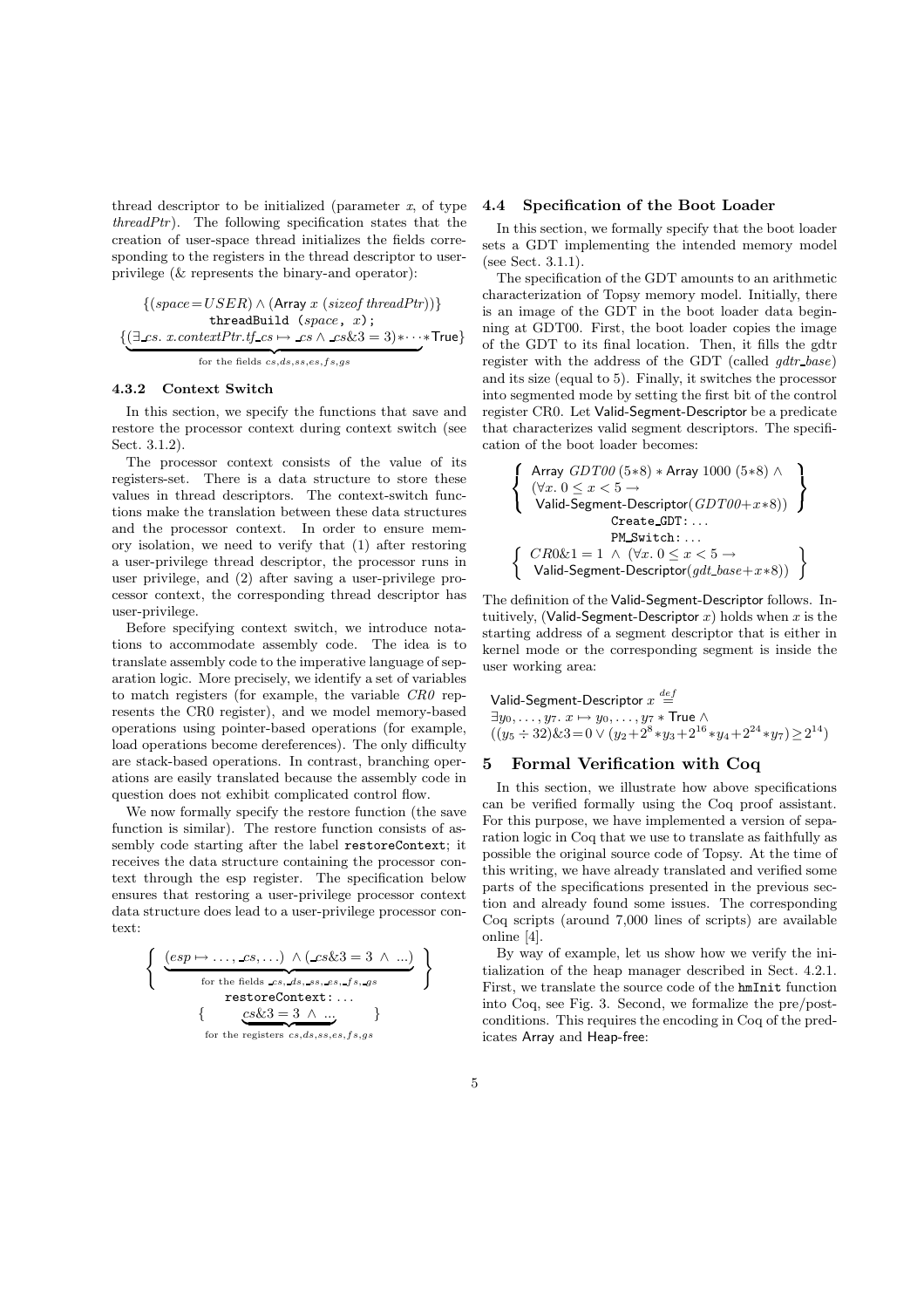thread descriptor to be initialized (parameter $x$, of type *threadPtr*). The following specification states that the creation of user-space thread initializes the fields corresponding to the registers in the thread descriptor to user-privilege (& represents the binary-and operator):

$$\{(space = USER) \land (\mathsf{Array}\ x\ (sizeof\ threadPtr))\}$$
$$\texttt{threadBuild (}space\texttt{, }x\texttt{);}$$
$$\{\underbrace{(\exists\_cs.\ x.contextPtr.tf\_cs \mapsto \_cs \land \_cs\&3 = 3) * \cdots *}_{\text{for the fields } cs,ds,ss,es,fs,gs} \mathsf{True}\}$$

#### 4.3.2 Context Switch

In this section, we specify the functions that save and restore the processor context during context switch (see Sect. 3.1.2).

The processor context consists of the value of its registers-set. There is a data structure to store these values in thread descriptors. The context-switch functions make the translation between these data structures and the processor context. In order to ensure memory isolation, we need to verify that (1) after restoring a user-privilege thread descriptor, the processor runs in user privilege, and (2) after saving a user-privilege processor context, the corresponding thread descriptor has user-privilege.

Before specifying context switch, we introduce notations to accommodate assembly code. The idea is to translate assembly code to the imperative language of separation logic. More precisely, we identify a set of variables to match registers (for example, the variable *CR0* represents the CR0 register), and we model memory-based operations using pointer-based operations (for example, load operations become dereferences). The only difficulty are stack-based operations. In contrast, branching operations are easily translated because the assembly code in question does not exhibit complicated control flow.

We now formally specify the restore function (the save function is similar). The restore function consists of assembly code starting after the label `restoreContext`; it receives the data structure containing the processor context through the esp register. The specification below ensures that restoring a user-privilege processor context data structure does lead to a user-privilege processor context:

$$\left\{ \underbrace{(esp \mapsto \ldots, \_cs, \ldots) \land (\_cs\&3 = 3 \land \ldots)}_{\text{for the fields } \_cs,\_ds,\_ss,\_es,\_fs,\_gs} \right\}$$
$$\texttt{restoreContext:} \ldots$$
$$\{ \underbrace{cs\&3 = 3 \land \ldots}_{\text{for the registers } cs,ds,ss,es,fs,gs} \}$$

### 4.4 Specification of the Boot Loader

In this section, we formally specify that the boot loader sets a GDT implementing the intended memory model (see Sect. 3.1.1).

The specification of the GDT amounts to an arithmetic characterization of Topsy memory model. Initially, there is an image of the GDT in the boot loader data beginning at GDT00. First, the boot loader copies the image of the GDT to its final location. Then, it fills the gdtr register with the address of the GDT (called *gdtr_base*) and its size (equal to 5). Finally, it switches the processor into segmented mode by setting the first bit of the control register CR0. Let Valid-Segment-Descriptor be a predicate that characterizes valid segment descriptors. The specification of the boot loader becomes:

$$\left\{ \begin{array}{l} \mathsf{Array}\ GDT00\ (5{*}8) * \mathsf{Array}\ 1000\ (5{*}8) \land \\ (\forall x.\ 0 \le x < 5 \rightarrow \\ \ \mathsf{Valid\text{-}Segment\text{-}Descriptor}(GDT00{+}x{*}8)) \end{array} \right\}$$
$$\texttt{Create\_GDT:} \ldots$$
$$\texttt{PM\_Switch:} \ldots$$
$$\left\{ \begin{array}{l} CR0\&1 = 1 \ \land\ (\forall x.\ 0 \le x < 5 \rightarrow \\ \mathsf{Valid\text{-}Segment\text{-}Descriptor}(gdt\_base{+}x{*}8)) \end{array} \right\}$$

The definition of the Valid-Segment-Descriptor follows. Intuitively, (Valid-Segment-Descriptor $x$) holds when $x$ is the starting address of a segment descriptor that is either in kernel mode or the corresponding segment is inside the user working area:

$$\mathsf{Valid\text{-}Segment\text{-}Descriptor}\ x \stackrel{def}{=}$$
$$\exists y_0, \ldots, y_7.\ x \mapsto y_0, \ldots, y_7 * \mathsf{True} \land$$
$$((y_5 \div 32)\&3 = 0 \lor (y_2 + 2^8 * y_3 + 2^{16} * y_4 + 2^{24} * y_7) \ge 2^{14})$$

## 5 Formal Verification with Coq

In this section, we illustrate how above specifications can be verified formally using the Coq proof assistant. For this purpose, we have implemented a version of separation logic in Coq that we use to translate as faithfully as possible the original source code of Topsy. At the time of this writing, we have already translated and verified some parts of the specifications presented in the previous section and already found some issues. The corresponding Coq scripts (around 7,000 lines of scripts) are available online [4].

By way of example, let us show how we verify the initialization of the heap manager described in Sect. 4.2.1. First, we translate the source code of the `hmInit` function into Coq, see Fig. 3. Second, we formalize the pre/postconditions. This requires the encoding in Coq of the predicates Array and Heap-free: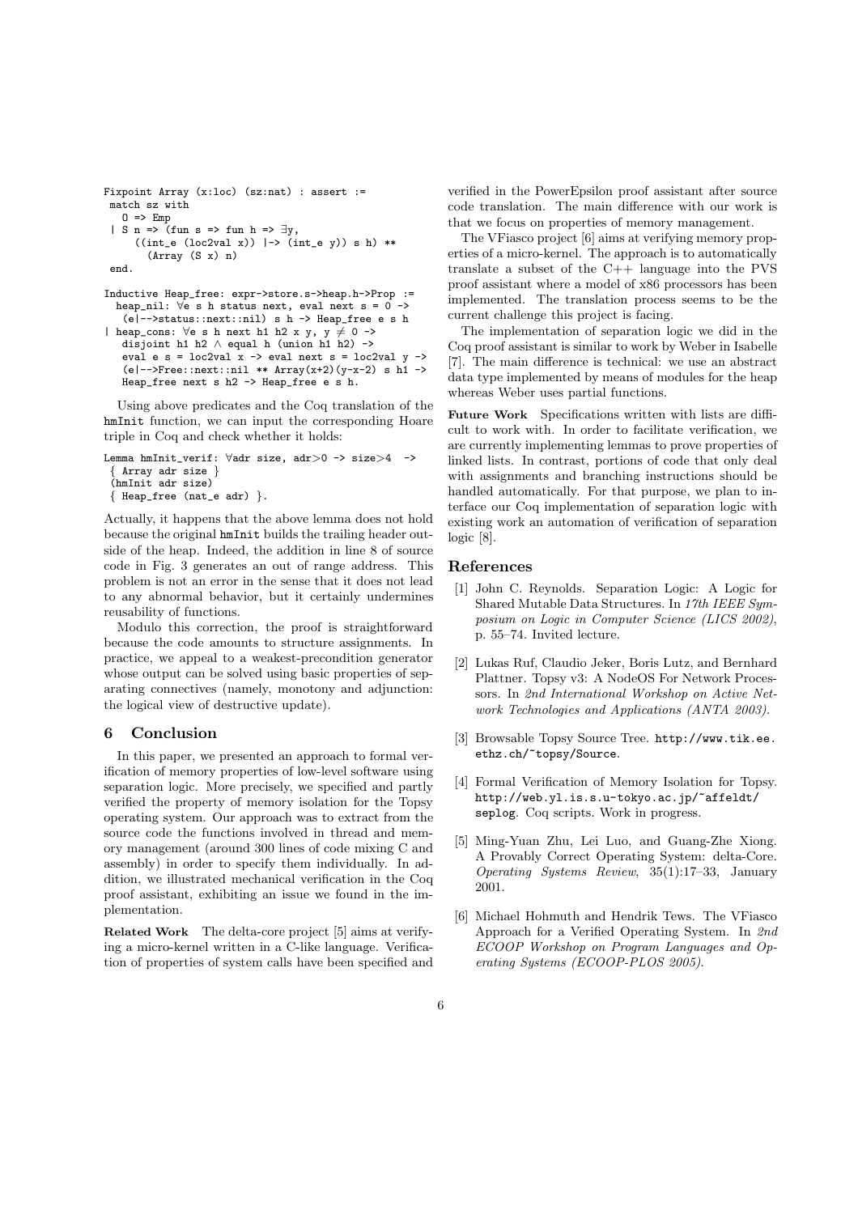```
Fixpoint Array (x:loc) (sz:nat) : assert :=
 match sz with
   O => Emp
 | S n => (fun s => fun h => ∃y,
     ((int_e (loc2val x)) |-> (int_e y)) s h) **
       (Array (S x) n)
 end.

Inductive Heap_free: expr->store.s->heap.h->Prop :=
  heap_nil: ∀e s h status next, eval next s = 0 ->
    (e|-->status::next::nil) s h -> Heap_free e s h
| heap_cons: ∀e s h next h1 h2 x y, y ≠ 0 ->
    disjoint h1 h2 ∧ equal h (union h1 h2) ->
    eval e s = loc2val x -> eval next s = loc2val y ->
    (e|-->Free::next::nil ** Array(x+2)(y-x-2) s h1 ->
    Heap_free next s h2 -> Heap_free e s h.
```

Using above predicates and the Coq translation of the `hmInit` function, we can input the corresponding Hoare triple in Coq and check whether it holds:

```
Lemma hmInit_verif: ∀adr size, adr>0 -> size>4  ->
 { Array adr size }
 (hmInit adr size)
 { Heap_free (nat_e adr) }.
```

Actually, it happens that the above lemma does not hold because the original `hmInit` builds the trailing header outside of the heap. Indeed, the addition in line 8 of source code in Fig. 3 generates an out of range address. This problem is not an error in the sense that it does not lead to any abnormal behavior, but it certainly undermines reusability of functions.

Modulo this correction, the proof is straightforward because the code amounts to structure assignments. In practice, we appeal to a weakest-precondition generator whose output can be solved using basic properties of separating connectives (namely, monotony and adjunction: the logical view of destructive update).

## 6 Conclusion

In this paper, we presented an approach to formal verification of memory properties of low-level software using separation logic. More precisely, we specified and partly verified the property of memory isolation for the Topsy operating system. Our approach was to extract from the source code the functions involved in thread and memory management (around 300 lines of code mixing C and assembly) in order to specify them individually. In addition, we illustrated mechanical verification in the Coq proof assistant, exhibiting an issue we found in the implementation.

**Related Work** The delta-core project [5] aims at verifying a micro-kernel written in a C-like language. Verification of properties of system calls have been specified and verified in the PowerEpsilon proof assistant after source code translation. The main difference with our work is that we focus on properties of memory management.

The VFiasco project [6] aims at verifying memory properties of a micro-kernel. The approach is to automatically translate a subset of the C++ language into the PVS proof assistant where a model of x86 processors has been implemented. The translation process seems to be the current challenge this project is facing.

The implementation of separation logic we did in the Coq proof assistant is similar to work by Weber in Isabelle [7]. The main difference is technical: we use an abstract data type implemented by means of modules for the heap whereas Weber uses partial functions.

**Future Work** Specifications written with lists are difficult to work with. In order to facilitate verification, we are currently implementing lemmas to prove properties of linked lists. In contrast, portions of code that only deal with assignments and branching instructions should be handled automatically. For that purpose, we plan to interface our Coq implementation of separation logic with existing work an automation of verification of separation logic [8].

## References

[1] John C. Reynolds. Separation Logic: A Logic for Shared Mutable Data Structures. In *17th IEEE Symposium on Logic in Computer Science (LICS 2002)*, p. 55–74. Invited lecture.

[2] Lukas Ruf, Claudio Jeker, Boris Lutz, and Bernhard Plattner. Topsy v3: A NodeOS For Network Processors. In *2nd International Workshop on Active Network Technologies and Applications (ANTA 2003)*.

[3] Browsable Topsy Source Tree. http://www.tik.ee.ethz.ch/~topsy/Source.

[4] Formal Verification of Memory Isolation for Topsy. http://web.yl.is.s.u-tokyo.ac.jp/~affeldt/seplog. Coq scripts. Work in progress.

[5] Ming-Yuan Zhu, Lei Luo, and Guang-Zhe Xiong. A Provably Correct Operating System: delta-Core. *Operating Systems Review*, 35(1):17–33, January 2001.

[6] Michael Hohmuth and Hendrik Tews. The VFiasco Approach for a Verified Operating System. In *2nd ECOOP Workshop on Program Languages and Operating Systems (ECOOP-PLOS 2005)*.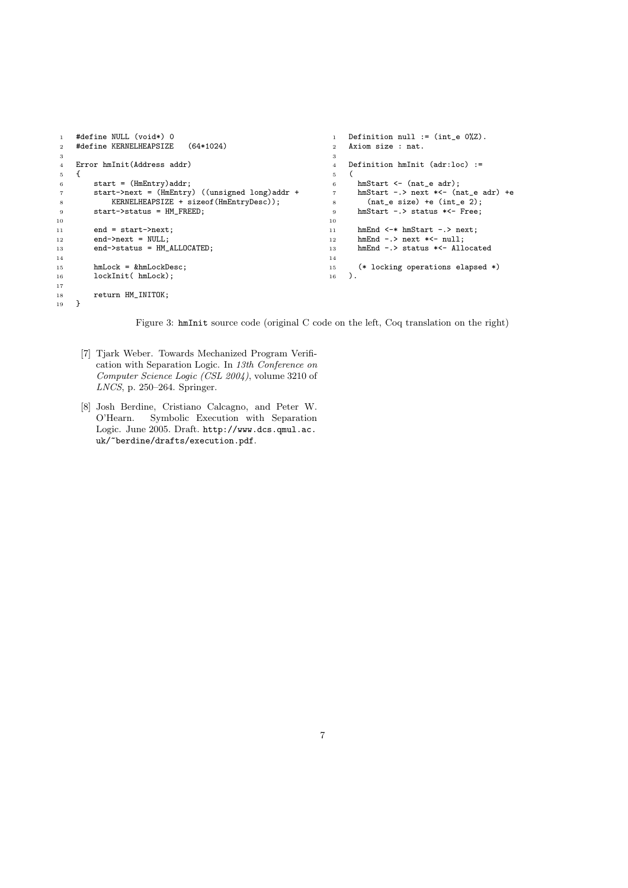```c
#define NULL (void*) 0
#define KERNELHEAPSIZE   (64*1024)

Error hmInit(Address addr)
{
    start = (HmEntry)addr;
    start->next = (HmEntry) ((unsigned long)addr +
        KERNELHEAPSIZE + sizeof(HmEntryDesc));
    start->status = HM_FREED;

    end = start->next;
    end->next = NULL;
    end->status = HM_ALLOCATED;

    hmLock = &hmLockDesc;
    lockInit( hmLock);

    return HM_INITOK;
}
```

```coq
Definition null := (int_e 0%Z).
Axiom size : nat.

Definition hmInit (adr:loc) :=
(
  hmStart <- (nat_e adr);
  hmStart -.> next *<- (nat_e adr) +e
    (nat_e size) +e (int_e 2);
  hmStart -.> status *<- Free;

  hmEnd <-* hmStart -.> next;
  hmEnd -.> next *<- null;
  hmEnd -.> status *<- Allocated

  (* locking operations elapsed *)
).
```

Figure 3: `hmInit` source code (original C code on the left, Coq translation on the right)

[7] Tjark Weber. Towards Mechanized Program Verification with Separation Logic. In *13th Conference on Computer Science Logic (CSL 2004)*, volume 3210 of *LNCS*, p. 250–264. Springer.

[8] Josh Berdine, Cristiano Calcagno, and Peter W. O'Hearn. Symbolic Execution with Separation Logic. June 2005. Draft. http://www.dcs.qmul.ac.uk/~berdine/drafts/execution.pdf.